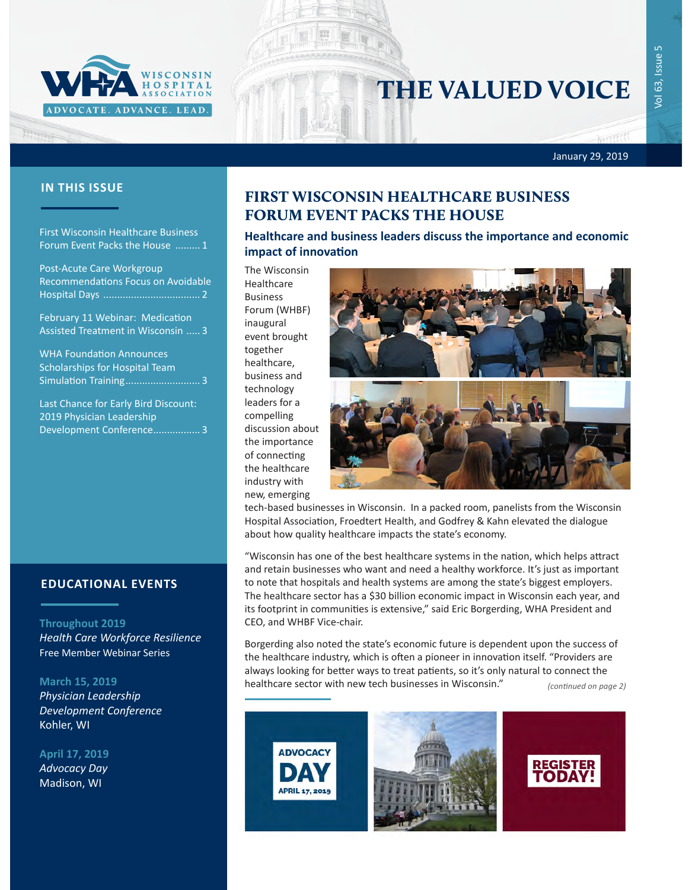WISCONSIN HOSPITAL ASSOCIATION

ADVOCATE. ADVANCE. LEAD.

# THE VALUED VOICE

January 29, 2019

## IN THIS ISSUE

First Wisconsin Healthcare Business Forum Event Packs the House ......... 1

Post-Acute Care Workgroup Recommendations Focus on Avoidable Hospital Days ................................... 2

February 11 Webinar: Medication Assisted Treatment in Wisconsin ..... 3

WHA Foundation Announces Scholarships for Hospital Team Simulation Training........................... 3

Last Chance for Early Bird Discount: 2019 Physician Leadership Development Conference................. 3

## EDUCATIONAL EVENTS

**Throughout 2019**
*Health Care Workforce Resilience*
Free Member Webinar Series

**March 15, 2019**
*Physician Leadership Development Conference*
Kohler, WI

**April 17, 2019**
*Advocacy Day*
Madison, WI

## FIRST WISCONSIN HEALTHCARE BUSINESS FORUM EVENT PACKS THE HOUSE

### Healthcare and business leaders discuss the importance and economic impact of innovation

The Wisconsin Healthcare Business Forum (WHBF) inaugural event brought together healthcare, business and technology leaders for a compelling discussion about the importance of connecting the healthcare industry with new, emerging tech-based businesses in Wisconsin. In a packed room, panelists from the Wisconsin Hospital Association, Froedtert Health, and Godfrey & Kahn elevated the dialogue about how quality healthcare impacts the state's economy.

"Wisconsin has one of the best healthcare systems in the nation, which helps attract and retain businesses who want and need a healthy workforce. It's just as important to note that hospitals and health systems are among the state's biggest employers. The healthcare sector has a $30 billion economic impact in Wisconsin each year, and its footprint in communities is extensive," said Eric Borgerding, WHA President and CEO, and WHBF Vice-chair.

Borgerding also noted the state's economic future is dependent upon the success of the healthcare industry, which is often a pioneer in innovation itself. "Providers are always looking for better ways to treat patients, so it's only natural to connect the healthcare sector with new tech businesses in Wisconsin." *(continued on page 2)*

ADVOCACY DAY APRIL 17, 2019

REGISTER TODAY!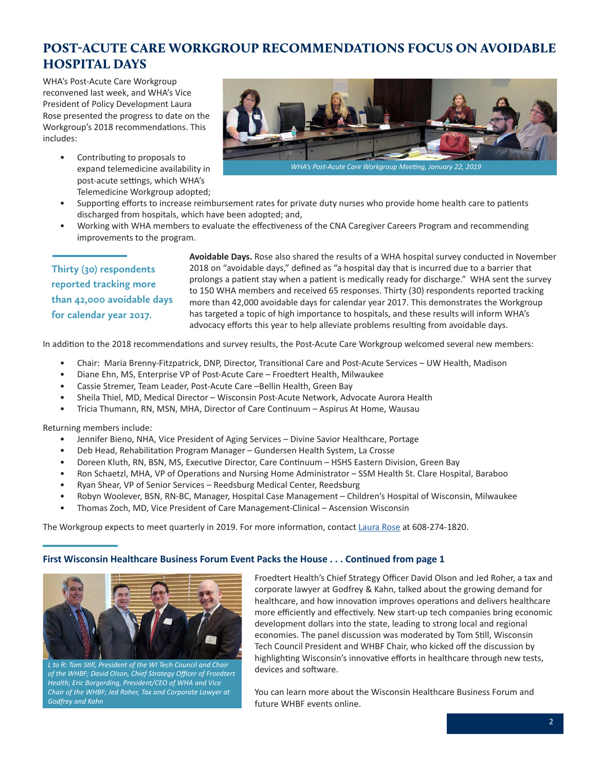# POST-ACUTE CARE WORKGROUP RECOMMENDATIONS FOCUS ON AVOIDABLE HOSPITAL DAYS

WHA's Post-Acute Care Workgroup reconvened last week, and WHA's Vice President of Policy Development Laura Rose presented the progress to date on the Workgroup's 2018 recommendations. This includes:

*WHA's Post-Acute Care Workgroup Meeting, January 22, 2019*

- Contributing to proposals to expand telemedicine availability in post-acute settings, which WHA's Telemedicine Workgroup adopted;
- Supporting efforts to increase reimbursement rates for private duty nurses who provide home health care to patients discharged from hospitals, which have been adopted; and,
- Working with WHA members to evaluate the effectiveness of the CNA Caregiver Careers Program and recommending improvements to the program.

**Thirty (30) respondents reported tracking more than 42,000 avoidable days for calendar year 2017.**

**Avoidable Days.** Rose also shared the results of a WHA hospital survey conducted in November 2018 on "avoidable days," defined as "a hospital day that is incurred due to a barrier that prolongs a patient stay when a patient is medically ready for discharge." WHA sent the survey to 150 WHA members and received 65 responses. Thirty (30) respondents reported tracking more than 42,000 avoidable days for calendar year 2017. This demonstrates the Workgroup has targeted a topic of high importance to hospitals, and these results will inform WHA's advocacy efforts this year to help alleviate problems resulting from avoidable days.

In addition to the 2018 recommendations and survey results, the Post-Acute Care Workgroup welcomed several new members:

- Chair: Maria Brenny-Fitzpatrick, DNP, Director, Transitional Care and Post-Acute Services – UW Health, Madison
- Diane Ehn, MS, Enterprise VP of Post-Acute Care – Froedtert Health, Milwaukee
- Cassie Stremer, Team Leader, Post-Acute Care –Bellin Health, Green Bay
- Sheila Thiel, MD, Medical Director – Wisconsin Post-Acute Network, Advocate Aurora Health
- Tricia Thumann, RN, MSN, MHA, Director of Care Continuum – Aspirus At Home, Wausau

Returning members include:

- Jennifer Bieno, NHA, Vice President of Aging Services – Divine Savior Healthcare, Portage
- Deb Head, Rehabilitation Program Manager – Gundersen Health System, La Crosse
- Doreen Kluth, RN, BSN, MS, Executive Director, Care Continuum – HSHS Eastern Division, Green Bay
- Ron Schaetzl, MHA, VP of Operations and Nursing Home Administrator – SSM Health St. Clare Hospital, Baraboo
- Ryan Shear, VP of Senior Services – Reedsburg Medical Center, Reedsburg
- Robyn Woolever, BSN, RN-BC, Manager, Hospital Case Management – Children's Hospital of Wisconsin, Milwaukee
- Thomas Zoch, MD, Vice President of Care Management-Clinical – Ascension Wisconsin

The Workgroup expects to meet quarterly in 2019. For more information, contact Laura Rose at 608-274-1820.

### First Wisconsin Healthcare Business Forum Event Packs the House . . . Continued from page 1

*L to R: Tom Still, President of the WI Tech Council and Chair of the WHBF; David Olson, Chief Strategy Officer of Froedtert Health; Eric Borgerding, President/CEO of WHA and Vice Chair of the WHBF; Jed Roher, Tax and Corporate Lawyer at Godfrey and Kahn*

Froedtert Health's Chief Strategy Officer David Olson and Jed Roher, a tax and corporate lawyer at Godfrey & Kahn, talked about the growing demand for healthcare, and how innovation improves operations and delivers healthcare more efficiently and effectively. New start-up tech companies bring economic development dollars into the state, leading to strong local and regional economies. The panel discussion was moderated by Tom Still, Wisconsin Tech Council President and WHBF Chair, who kicked off the discussion by highlighting Wisconsin's innovative efforts in healthcare through new tests, devices and software.

You can learn more about the Wisconsin Healthcare Business Forum and future WHBF events online.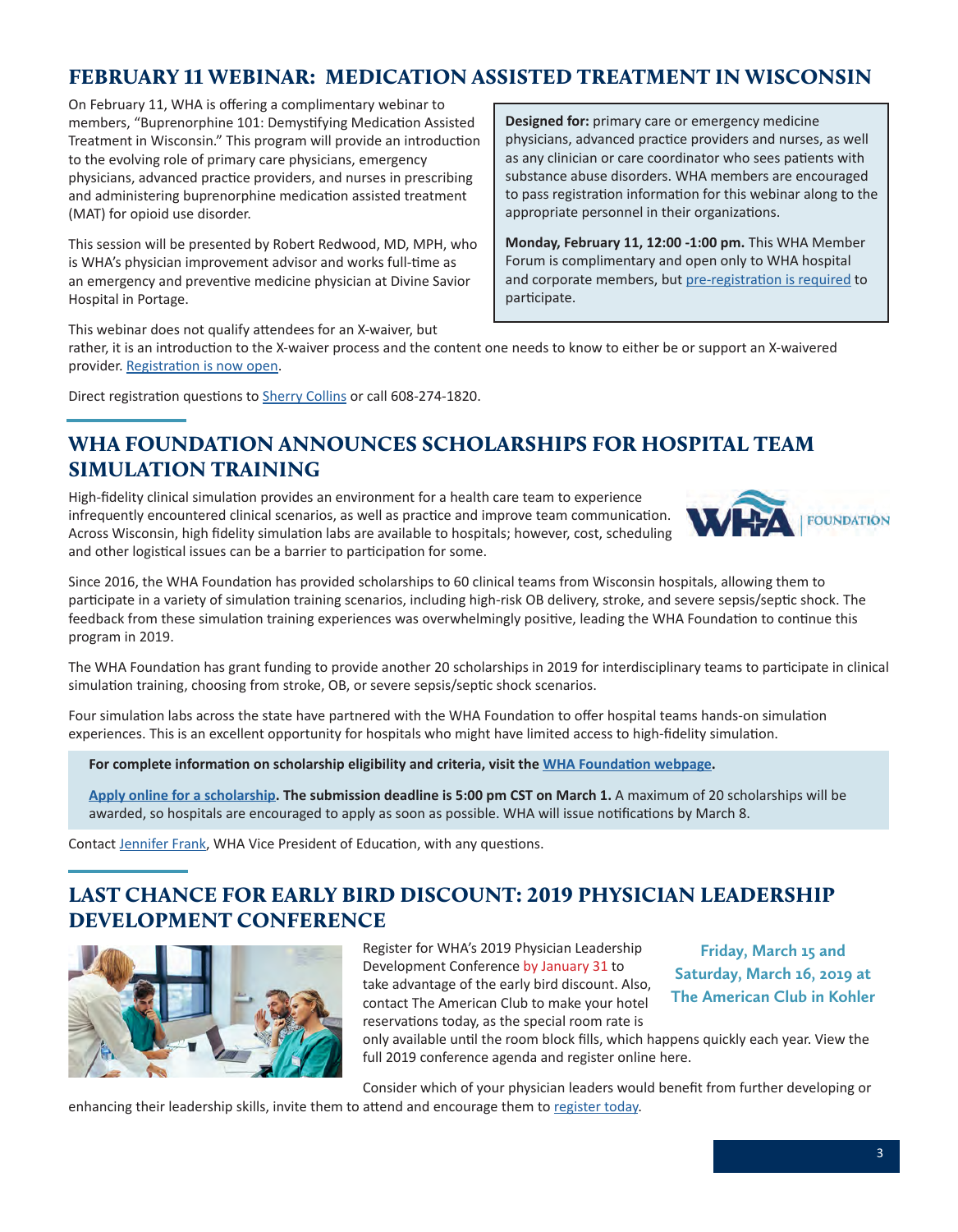## FEBRUARY 11 WEBINAR: MEDICATION ASSISTED TREATMENT IN WISCONSIN

On February 11, WHA is offering a complimentary webinar to members, "Buprenorphine 101: Demystifying Medication Assisted Treatment in Wisconsin." This program will provide an introduction to the evolving role of primary care physicians, emergency physicians, advanced practice providers, and nurses in prescribing and administering buprenorphine medication assisted treatment (MAT) for opioid use disorder.

This session will be presented by Robert Redwood, MD, MPH, who is WHA's physician improvement advisor and works full-time as an emergency and preventive medicine physician at Divine Savior Hospital in Portage.

**Designed for:** primary care or emergency medicine physicians, advanced practice providers and nurses, as well as any clinician or care coordinator who sees patients with substance abuse disorders. WHA members are encouraged to pass registration information for this webinar along to the appropriate personnel in their organizations.

**Monday, February 11, 12:00 -1:00 pm.** This WHA Member Forum is complimentary and open only to WHA hospital and corporate members, but pre-registration is required to participate.

This webinar does not qualify attendees for an X-waiver, but rather, it is an introduction to the X-waiver process and the content one needs to know to either be or support an X-waivered provider. Registration is now open.

Direct registration questions to Sherry Collins or call 608-274-1820.

## WHA FOUNDATION ANNOUNCES SCHOLARSHIPS FOR HOSPITAL TEAM SIMULATION TRAINING

High-fidelity clinical simulation provides an environment for a health care team to experience infrequently encountered clinical scenarios, as well as practice and improve team communication. Across Wisconsin, high fidelity simulation labs are available to hospitals; however, cost, scheduling and other logistical issues can be a barrier to participation for some.

Since 2016, the WHA Foundation has provided scholarships to 60 clinical teams from Wisconsin hospitals, allowing them to participate in a variety of simulation training scenarios, including high-risk OB delivery, stroke, and severe sepsis/septic shock. The feedback from these simulation training experiences was overwhelmingly positive, leading the WHA Foundation to continue this program in 2019.

The WHA Foundation has grant funding to provide another 20 scholarships in 2019 for interdisciplinary teams to participate in clinical simulation training, choosing from stroke, OB, or severe sepsis/septic shock scenarios.

Four simulation labs across the state have partnered with the WHA Foundation to offer hospital teams hands-on simulation experiences. This is an excellent opportunity for hospitals who might have limited access to high-fidelity simulation.

**For complete information on scholarship eligibility and criteria, visit the WHA Foundation webpage.**

**Apply online for a scholarship. The submission deadline is 5:00 pm CST on March 1.** A maximum of 20 scholarships will be awarded, so hospitals are encouraged to apply as soon as possible. WHA will issue notifications by March 8.

Contact Jennifer Frank, WHA Vice President of Education, with any questions.

## LAST CHANCE FOR EARLY BIRD DISCOUNT: 2019 PHYSICIAN LEADERSHIP DEVELOPMENT CONFERENCE

**Friday, March 15 and Saturday, March 16, 2019 at The American Club in Kohler**

Register for WHA's 2019 Physician Leadership Development Conference by January 31 to take advantage of the early bird discount. Also, contact The American Club to make your hotel reservations today, as the special room rate is only available until the room block fills, which happens quickly each year. View the full 2019 conference agenda and register online here.

Consider which of your physician leaders would benefit from further developing or enhancing their leadership skills, invite them to attend and encourage them to register today.